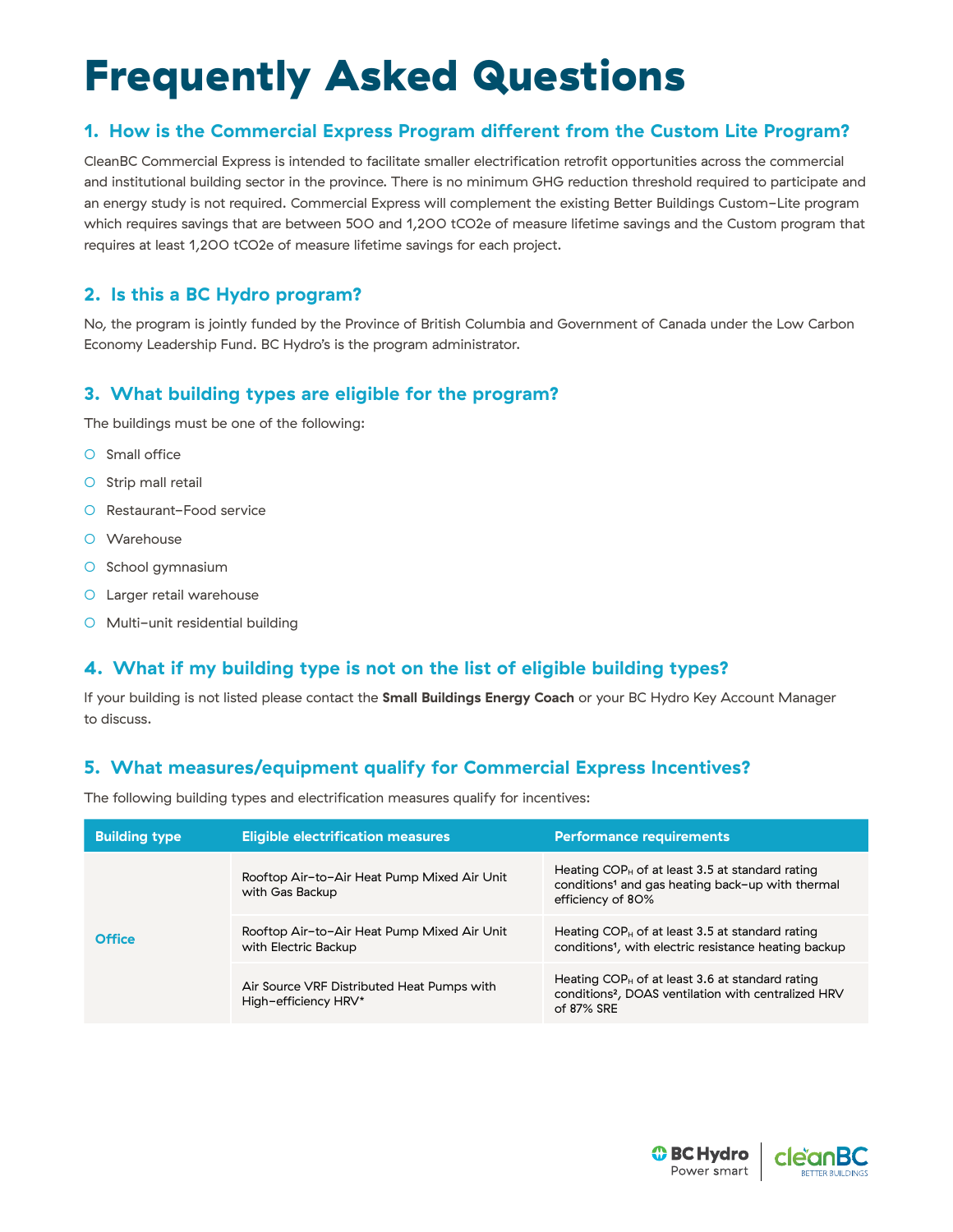# Frequently Asked Questions

## 1. How is the Commercial Express Program different from the Custom Lite Program?

CleanBC Commercial Express is intended to facilitate smaller electrification retrofit opportunities across the commercial and institutional building sector in the province. There is no minimum GHG reduction threshold required to participate and an energy study is not required. Commercial Express will complement the existing Better Buildings Custom-Lite program which requires savings that are between 500 and 1,200 tCO2e of measure lifetime savings and the Custom program that requires at least 1,200 tCO2e of measure lifetime savings for each project.

## 2. Is this a BC Hydro program?

No, the program is jointly funded by the Province of British Columbia and Government of Canada under the Low Carbon Economy Leadership Fund. BC Hydro's is the program administrator.

## 3. What building types are eligible for the program?

The buildings must be one of the following:

- Small office
- Strip mall retail
- Restaurant-Food service
- Warehouse
- School gymnasium
- Larger retail warehouse
- Multi-unit residential building

## 4. What if my building type is not on the list of eligible building types?

If your building is not listed please contact the **Small Buildings Energy Coach** or your BC Hydro Key Account Manager to discuss.

## 5. What measures/equipment qualify for Commercial Express Incentives?

The following building types and electrification measures qualify for incentives:

| Building type | Eligible electrification measures | Performance requirements |
|---|---|---|
| **Office** | Rooftop Air-to-Air Heat Pump Mixed Air Unit with Gas Backup | Heating $COP_H$ of at least 3.5 at standard rating conditions[1] and gas heating back-up with thermal efficiency of 80% |
| | Rooftop Air-to-Air Heat Pump Mixed Air Unit with Electric Backup | Heating $COP_H$ of at least 3.5 at standard rating conditions[1], with electric resistance heating backup |
| | Air Source VRF Distributed Heat Pumps with High-efficiency HRV* | Heating $COP_H$ of at least 3.6 at standard rating conditions[2], DOAS ventilation with centralized HRV of 87% SRE |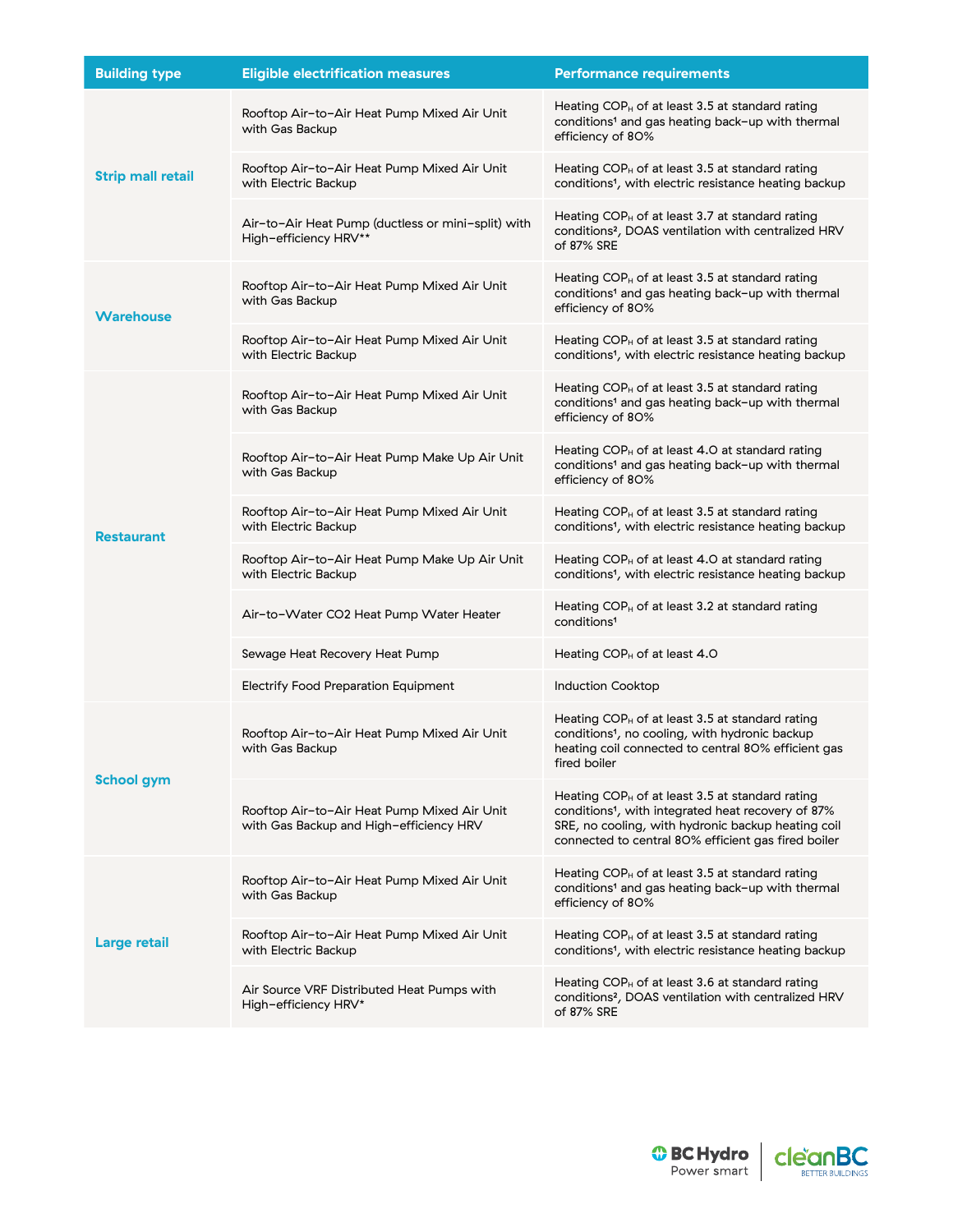| Building type | Eligible electrification measures | Performance requirements |
|---|---|---|
| Strip mall retail | Rooftop Air–to–Air Heat Pump Mixed Air Unit with Gas Backup | Heating $COP_H$ of at least 3.5 at standard rating conditions[1] and gas heating back–up with thermal efficiency of 80% |
| | Rooftop Air–to–Air Heat Pump Mixed Air Unit with Electric Backup | Heating $COP_H$ of at least 3.5 at standard rating conditions[1], with electric resistance heating backup |
| | Air–to–Air Heat Pump (ductless or mini–split) with High–efficiency HRV** | Heating $COP_H$ of at least 3.7 at standard rating conditions[2], DOAS ventilation with centralized HRV of 87% SRE |
| Warehouse | Rooftop Air–to–Air Heat Pump Mixed Air Unit with Gas Backup | Heating $COP_H$ of at least 3.5 at standard rating conditions[1] and gas heating back–up with thermal efficiency of 80% |
| | Rooftop Air–to–Air Heat Pump Mixed Air Unit with Electric Backup | Heating $COP_H$ of at least 3.5 at standard rating conditions[1], with electric resistance heating backup |
| Restaurant | Rooftop Air–to–Air Heat Pump Mixed Air Unit with Gas Backup | Heating $COP_H$ of at least 3.5 at standard rating conditions[1] and gas heating back–up with thermal efficiency of 80% |
| | Rooftop Air–to–Air Heat Pump Make Up Air Unit with Gas Backup | Heating $COP_H$ of at least 4.0 at standard rating conditions[1] and gas heating back–up with thermal efficiency of 80% |
| | Rooftop Air–to–Air Heat Pump Mixed Air Unit with Electric Backup | Heating $COP_H$ of at least 3.5 at standard rating conditions[1], with electric resistance heating backup |
| | Rooftop Air–to–Air Heat Pump Make Up Air Unit with Electric Backup | Heating $COP_H$ of at least 4.0 at standard rating conditions[1], with electric resistance heating backup |
| | Air–to–Water $CO_2$ Heat Pump Water Heater | Heating $COP_H$ of at least 3.2 at standard rating conditions[1] |
| | Sewage Heat Recovery Heat Pump | Heating $COP_H$ of at least 4.0 |
| | Electrify Food Preparation Equipment | Induction Cooktop |
| School gym | Rooftop Air–to–Air Heat Pump Mixed Air Unit with Gas Backup | Heating $COP_H$ of at least 3.5 at standard rating conditions[1], no cooling, with hydronic backup heating coil connected to central 80% efficient gas fired boiler |
| | Rooftop Air–to–Air Heat Pump Mixed Air Unit with Gas Backup and High–efficiency HRV | Heating $COP_H$ of at least 3.5 at standard rating conditions[1], with integrated heat recovery of 87% SRE, no cooling, with hydronic backup heating coil connected to central 80% efficient gas fired boiler |
| Large retail | Rooftop Air–to–Air Heat Pump Mixed Air Unit with Gas Backup | Heating $COP_H$ of at least 3.5 at standard rating conditions[1] and gas heating back–up with thermal efficiency of 80% |
| | Rooftop Air–to–Air Heat Pump Mixed Air Unit with Electric Backup | Heating $COP_H$ of at least 3.5 at standard rating conditions[1], with electric resistance heating backup |
| | Air Source VRF Distributed Heat Pumps with High–efficiency HRV* | Heating $COP_H$ of at least 3.6 at standard rating conditions[2], DOAS ventilation with centralized HRV of 87% SRE |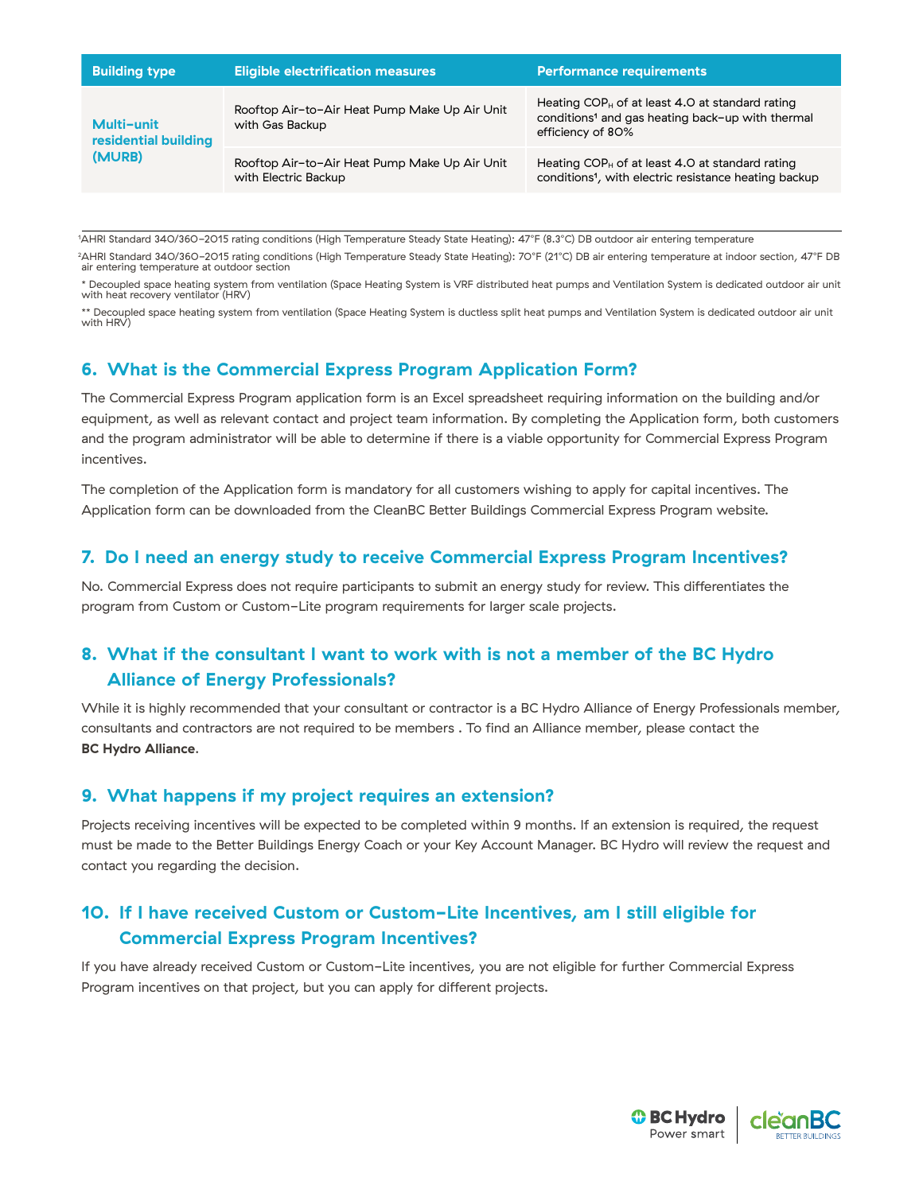| Building type | Eligible electrification measures | Performance requirements |
| --- | --- | --- |
| **Multi-unit residential building (MURB)** | Rooftop Air-to-Air Heat Pump Make Up Air Unit with Gas Backup | Heating $COP_H$ of at least 4.0 at standard rating conditions[1] and gas heating back-up with thermal efficiency of 80% |
| | Rooftop Air-to-Air Heat Pump Make Up Air Unit with Electric Backup | Heating $COP_H$ of at least 4.0 at standard rating conditions[1], with electric resistance heating backup |

[1]AHRI Standard 340/360-2015 rating conditions (High Temperature Steady State Heating): 47°F (8.3°C) DB outdoor air entering temperature

[2]AHRI Standard 340/360-2015 rating conditions (High Temperature Steady State Heating): 70°F (21°C) DB air entering temperature at indoor section, 47°F DB air entering temperature at outdoor section

* Decoupled space heating system from ventilation (Space Heating System is VRF distributed heat pumps and Ventilation System is dedicated outdoor air unit with heat recovery ventilator (HRV)

** Decoupled space heating system from ventilation (Space Heating System is ductless split heat pumps and Ventilation System is dedicated outdoor air unit with HRV)

## 6. What is the Commercial Express Program Application Form?

The Commercial Express Program application form is an Excel spreadsheet requiring information on the building and/or equipment, as well as relevant contact and project team information. By completing the Application form, both customers and the program administrator will be able to determine if there is a viable opportunity for Commercial Express Program incentives.

The completion of the Application form is mandatory for all customers wishing to apply for capital incentives. The Application form can be downloaded from the CleanBC Better Buildings Commercial Express Program website.

## 7. Do I need an energy study to receive Commercial Express Program Incentives?

No. Commercial Express does not require participants to submit an energy study for review. This differentiates the program from Custom or Custom-Lite program requirements for larger scale projects.

## 8. What if the consultant I want to work with is not a member of the BC Hydro Alliance of Energy Professionals?

While it is highly recommended that your consultant or contractor is a BC Hydro Alliance of Energy Professionals member, consultants and contractors are not required to be members . To find an Alliance member, please contact the **BC Hydro Alliance**.

## 9. What happens if my project requires an extension?

Projects receiving incentives will be expected to be completed within 9 months. If an extension is required, the request must be made to the Better Buildings Energy Coach or your Key Account Manager. BC Hydro will review the request and contact you regarding the decision.

## 10. If I have received Custom or Custom-Lite Incentives, am I still eligible for Commercial Express Program Incentives?

If you have already received Custom or Custom-Lite incentives, you are not eligible for further Commercial Express Program incentives on that project, but you can apply for different projects.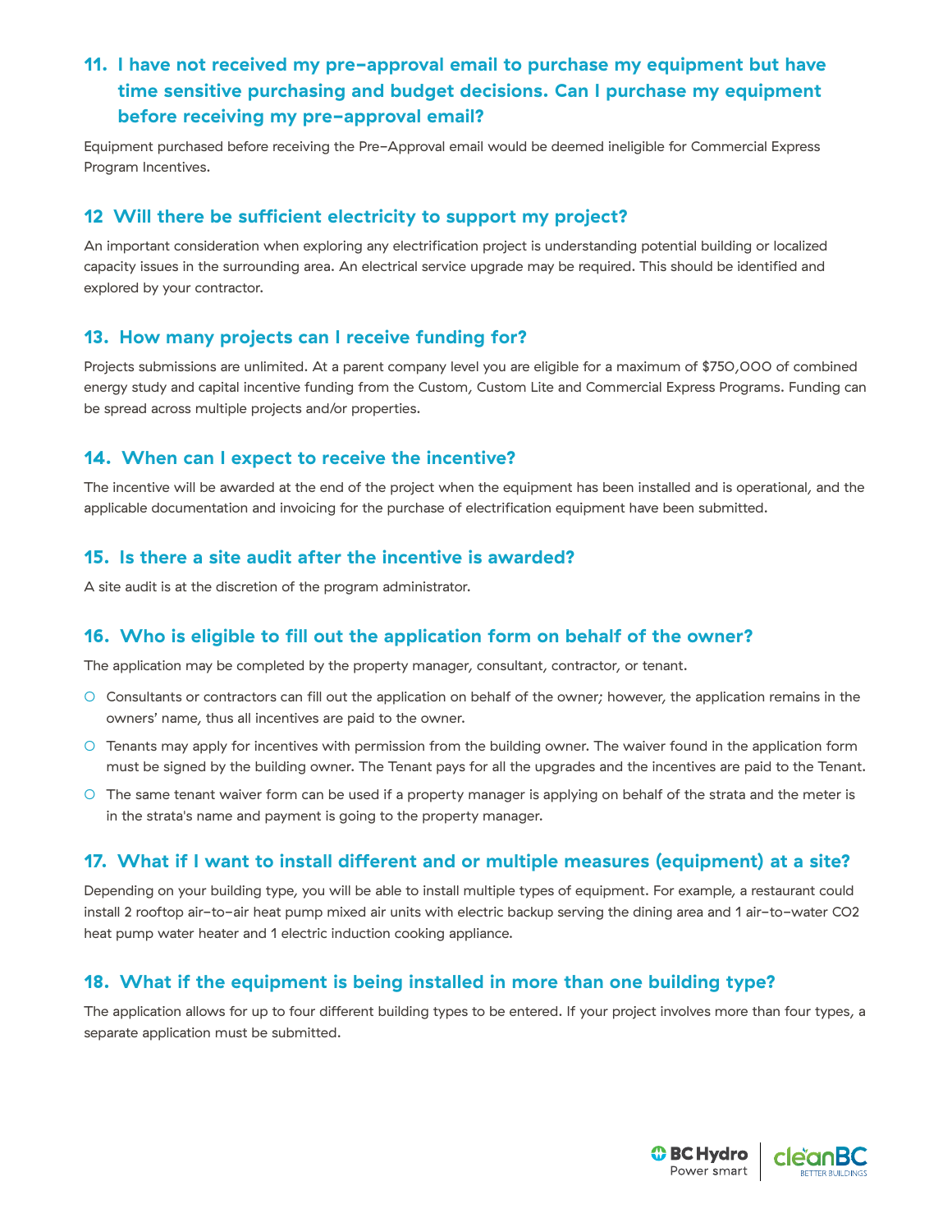## 11. I have not received my pre-approval email to purchase my equipment but have time sensitive purchasing and budget decisions. Can I purchase my equipment before receiving my pre-approval email?

Equipment purchased before receiving the Pre-Approval email would be deemed ineligible for Commercial Express Program Incentives.

## 12 Will there be sufficient electricity to support my project?

An important consideration when exploring any electrification project is understanding potential building or localized capacity issues in the surrounding area. An electrical service upgrade may be required. This should be identified and explored by your contractor.

## 13. How many projects can I receive funding for?

Projects submissions are unlimited. At a parent company level you are eligible for a maximum of $750,000 of combined energy study and capital incentive funding from the Custom, Custom Lite and Commercial Express Programs. Funding can be spread across multiple projects and/or properties.

## 14. When can I expect to receive the incentive?

The incentive will be awarded at the end of the project when the equipment has been installed and is operational, and the applicable documentation and invoicing for the purchase of electrification equipment have been submitted.

## 15. Is there a site audit after the incentive is awarded?

A site audit is at the discretion of the program administrator.

## 16. Who is eligible to fill out the application form on behalf of the owner?

The application may be completed by the property manager, consultant, contractor, or tenant.

- Consultants or contractors can fill out the application on behalf of the owner; however, the application remains in the owners' name, thus all incentives are paid to the owner.
- Tenants may apply for incentives with permission from the building owner. The waiver found in the application form must be signed by the building owner. The Tenant pays for all the upgrades and the incentives are paid to the Tenant.
- The same tenant waiver form can be used if a property manager is applying on behalf of the strata and the meter is in the strata's name and payment is going to the property manager.

## 17. What if I want to install different and or multiple measures (equipment) at a site?

Depending on your building type, you will be able to install multiple types of equipment. For example, a restaurant could install 2 rooftop air-to-air heat pump mixed air units with electric backup serving the dining area and 1 air-to-water $CO_2$ heat pump water heater and 1 electric induction cooking appliance.

## 18. What if the equipment is being installed in more than one building type?

The application allows for up to four different building types to be entered. If your project involves more than four types, a separate application must be submitted.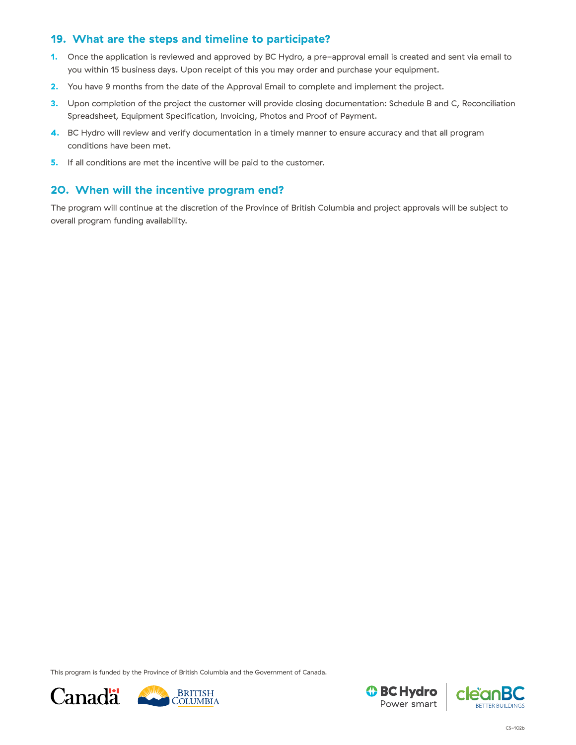## 19. What are the steps and timeline to participate?

1. Once the application is reviewed and approved by BC Hydro, a pre-approval email is created and sent via email to you within 15 business days. Upon receipt of this you may order and purchase your equipment.
2. You have 9 months from the date of the Approval Email to complete and implement the project.
3. Upon completion of the project the customer will provide closing documentation: Schedule B and C, Reconciliation Spreadsheet, Equipment Specification, Invoicing, Photos and Proof of Payment.
4. BC Hydro will review and verify documentation in a timely manner to ensure accuracy and that all program conditions have been met.
5. If all conditions are met the incentive will be paid to the customer.

## 20. When will the incentive program end?

The program will continue at the discretion of the Province of British Columbia and project approvals will be subject to overall program funding availability.

This program is funded by the Province of British Columbia and the Government of Canada.

CS-102b